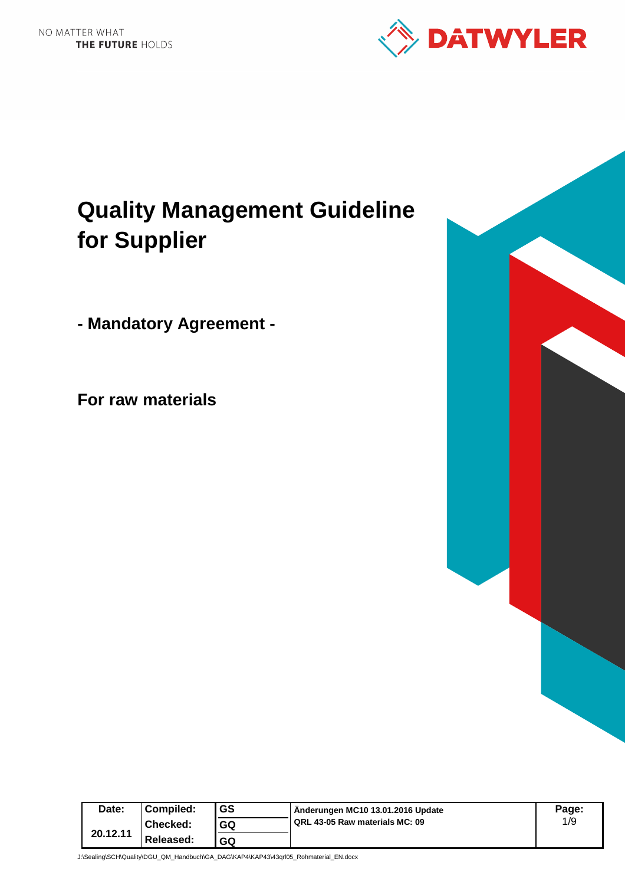NO MATTER WHAT
**THE FUTURE** HOLDS

**DATWYLER**

# Quality Management Guideline for Supplier

## - Mandatory Agreement -

## For raw materials

| Date: | Compiled: | GS | Änderungen MC10 13.01.2016 Update QRL 43-05 Raw materials MC: 09 | Page: |
|---|---|---|---|---|
| 20.12.11 | Checked: | GQ | | 1/9 |
| | Released: | GQ | | |

J:\Sealing\SCH\Quality\DGU_QM_Handbuch\GA_DAG\KAP4\KAP43\43qrl05_Rohmaterial_EN.docx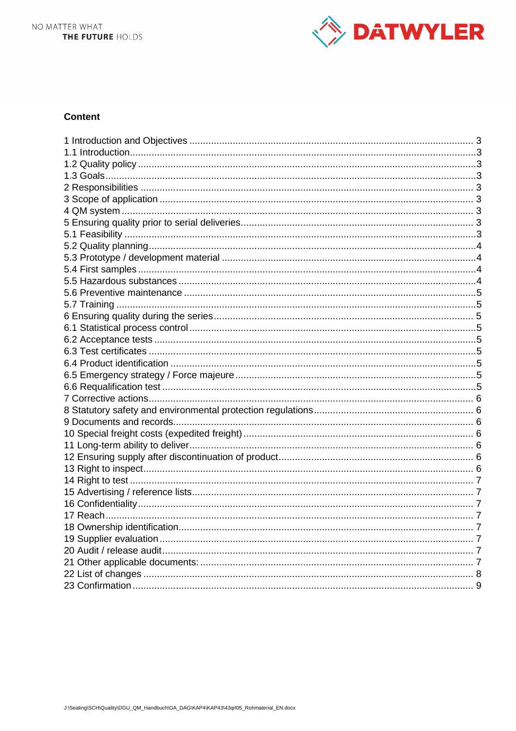## Content

1 Introduction and Objectives ........ 3
1.1 Introduction ........ 3
1.2 Quality policy ........ 3
1.3 Goals ........ 3
2 Responsibilities ........ 3
3 Scope of application ........ 3
4 QM system ........ 3
5 Ensuring quality prior to serial deliveries ........ 3
5.1 Feasibility ........ 3
5.2 Quality planning ........ 4
5.3 Prototype / development material ........ 4
5.4 First samples ........ 4
5.5 Hazardous substances ........ 4
5.6 Preventive maintenance ........ 5
5.7 Training ........ 5
6 Ensuring quality during the series ........ 5
6.1 Statistical process control ........ 5
6.2 Acceptance tests ........ 5
6.3 Test certificates ........ 5
6.4 Product identification ........ 5
6.5 Emergency strategy / Force majeure ........ 5
6.6 Requalification test ........ 5
7 Corrective actions ........ 6
8 Statutory safety and environmental protection regulations ........ 6
9 Documents and records ........ 6
10 Special freight costs (expedited freight) ........ 6
11 Long-term ability to deliver ........ 6
12 Ensuring supply after discontinuation of product ........ 6
13 Right to inspect ........ 6
14 Right to test ........ 7
15 Advertising / reference lists ........ 7
16 Confidentiality ........ 7
17 Reach ........ 7
18 Ownership identification ........ 7
19 Supplier evaluation ........ 7
20 Audit / release audit ........ 7
21 Other applicable documents: ........ 7
22 List of changes ........ 8
23 Confirmation ........ 9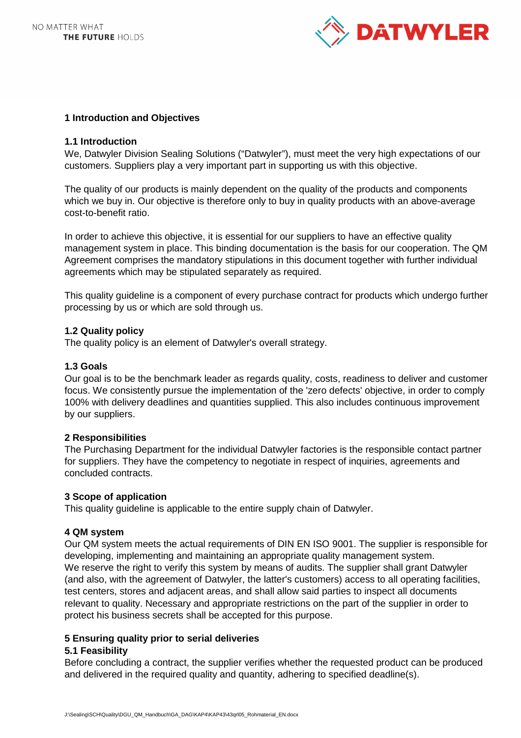## 1 Introduction and Objectives

### 1.1 Introduction

We, Datwyler Division Sealing Solutions ("Datwyler"), must meet the very high expectations of our customers. Suppliers play a very important part in supporting us with this objective.

The quality of our products is mainly dependent on the quality of the products and components which we buy in. Our objective is therefore only to buy in quality products with an above-average cost-to-benefit ratio.

In order to achieve this objective, it is essential for our suppliers to have an effective quality management system in place. This binding documentation is the basis for our cooperation. The QM Agreement comprises the mandatory stipulations in this document together with further individual agreements which may be stipulated separately as required.

This quality guideline is a component of every purchase contract for products which undergo further processing by us or which are sold through us.

### 1.2 Quality policy

The quality policy is an element of Datwyler's overall strategy.

### 1.3 Goals

Our goal is to be the benchmark leader as regards quality, costs, readiness to deliver and customer focus. We consistently pursue the implementation of the 'zero defects' objective, in order to comply 100% with delivery deadlines and quantities supplied. This also includes continuous improvement by our suppliers.

## 2 Responsibilities

The Purchasing Department for the individual Datwyler factories is the responsible contact partner for suppliers. They have the competency to negotiate in respect of inquiries, agreements and concluded contracts.

## 3 Scope of application

This quality guideline is applicable to the entire supply chain of Datwyler.

## 4 QM system

Our QM system meets the actual requirements of DIN EN ISO 9001. The supplier is responsible for developing, implementing and maintaining an appropriate quality management system.
We reserve the right to verify this system by means of audits. The supplier shall grant Datwyler (and also, with the agreement of Datwyler, the latter's customers) access to all operating facilities, test centers, stores and adjacent areas, and shall allow said parties to inspect all documents relevant to quality. Necessary and appropriate restrictions on the part of the supplier in order to protect his business secrets shall be accepted for this purpose.

## 5 Ensuring quality prior to serial deliveries

### 5.1 Feasibility

Before concluding a contract, the supplier verifies whether the requested product can be produced and delivered in the required quality and quantity, adhering to specified deadline(s).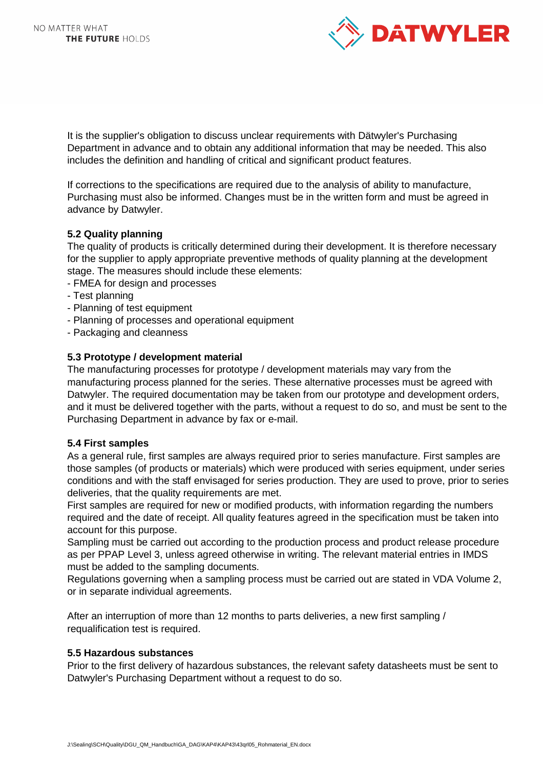It is the supplier's obligation to discuss unclear requirements with Dätwyler's Purchasing Department in advance and to obtain any additional information that may be needed. This also includes the definition and handling of critical and significant product features.

If corrections to the specifications are required due to the analysis of ability to manufacture, Purchasing must also be informed. Changes must be in the written form and must be agreed in advance by Datwyler.

**5.2 Quality planning**

The quality of products is critically determined during their development. It is therefore necessary for the supplier to apply appropriate preventive methods of quality planning at the development stage. The measures should include these elements:

- FMEA for design and processes
- Test planning
- Planning of test equipment
- Planning of processes and operational equipment
- Packaging and cleanness

**5.3 Prototype / development material**

The manufacturing processes for prototype / development materials may vary from the manufacturing process planned for the series. These alternative processes must be agreed with Datwyler. The required documentation may be taken from our prototype and development orders, and it must be delivered together with the parts, without a request to do so, and must be sent to the Purchasing Department in advance by fax or e-mail.

**5.4 First samples**

As a general rule, first samples are always required prior to series manufacture. First samples are those samples (of products or materials) which were produced with series equipment, under series conditions and with the staff envisaged for series production. They are used to prove, prior to series deliveries, that the quality requirements are met.
First samples are required for new or modified products, with information regarding the numbers required and the date of receipt. All quality features agreed in the specification must be taken into account for this purpose.
Sampling must be carried out according to the production process and product release procedure as per PPAP Level 3, unless agreed otherwise in writing. The relevant material entries in IMDS must be added to the sampling documents.
Regulations governing when a sampling process must be carried out are stated in VDA Volume 2, or in separate individual agreements.

After an interruption of more than 12 months to parts deliveries, a new first sampling / requalification test is required.

**5.5 Hazardous substances**

Prior to the first delivery of hazardous substances, the relevant safety datasheets must be sent to Datwyler's Purchasing Department without a request to do so.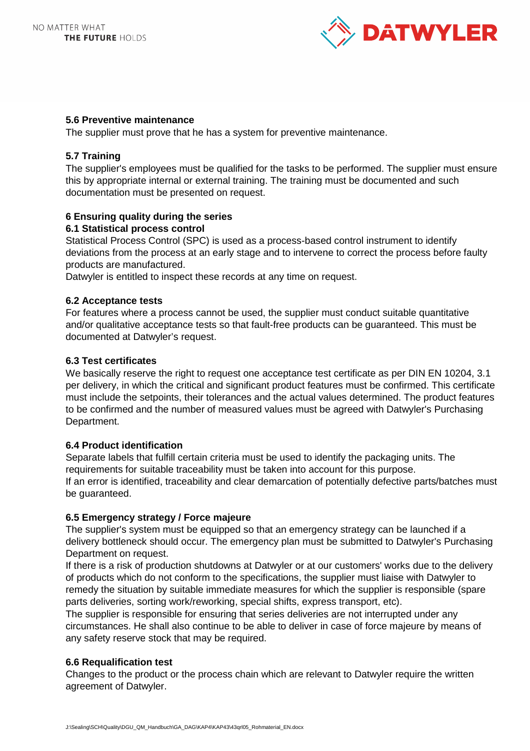### 5.6 Preventive maintenance

The supplier must prove that he has a system for preventive maintenance.

### 5.7 Training

The supplier's employees must be qualified for the tasks to be performed. The supplier must ensure this by appropriate internal or external training. The training must be documented and such documentation must be presented on request.

## 6 Ensuring quality during the series

### 6.1 Statistical process control

Statistical Process Control (SPC) is used as a process-based control instrument to identify deviations from the process at an early stage and to intervene to correct the process before faulty products are manufactured.

Datwyler is entitled to inspect these records at any time on request.

### 6.2 Acceptance tests

For features where a process cannot be used, the supplier must conduct suitable quantitative and/or qualitative acceptance tests so that fault-free products can be guaranteed. This must be documented at Datwyler's request.

### 6.3 Test certificates

We basically reserve the right to request one acceptance test certificate as per DIN EN 10204, 3.1 per delivery, in which the critical and significant product features must be confirmed. This certificate must include the setpoints, their tolerances and the actual values determined. The product features to be confirmed and the number of measured values must be agreed with Datwyler's Purchasing Department.

### 6.4 Product identification

Separate labels that fulfill certain criteria must be used to identify the packaging units. The requirements for suitable traceability must be taken into account for this purpose.

If an error is identified, traceability and clear demarcation of potentially defective parts/batches must be guaranteed.

### 6.5 Emergency strategy / Force majeure

The supplier's system must be equipped so that an emergency strategy can be launched if a delivery bottleneck should occur. The emergency plan must be submitted to Datwyler's Purchasing Department on request.

If there is a risk of production shutdowns at Datwyler or at our customers' works due to the delivery of products which do not conform to the specifications, the supplier must liaise with Datwyler to remedy the situation by suitable immediate measures for which the supplier is responsible (spare parts deliveries, sorting work/reworking, special shifts, express transport, etc).

The supplier is responsible for ensuring that series deliveries are not interrupted under any circumstances. He shall also continue to be able to deliver in case of force majeure by means of any safety reserve stock that may be required.

### 6.6 Requalification test

Changes to the product or the process chain which are relevant to Datwyler require the written agreement of Datwyler.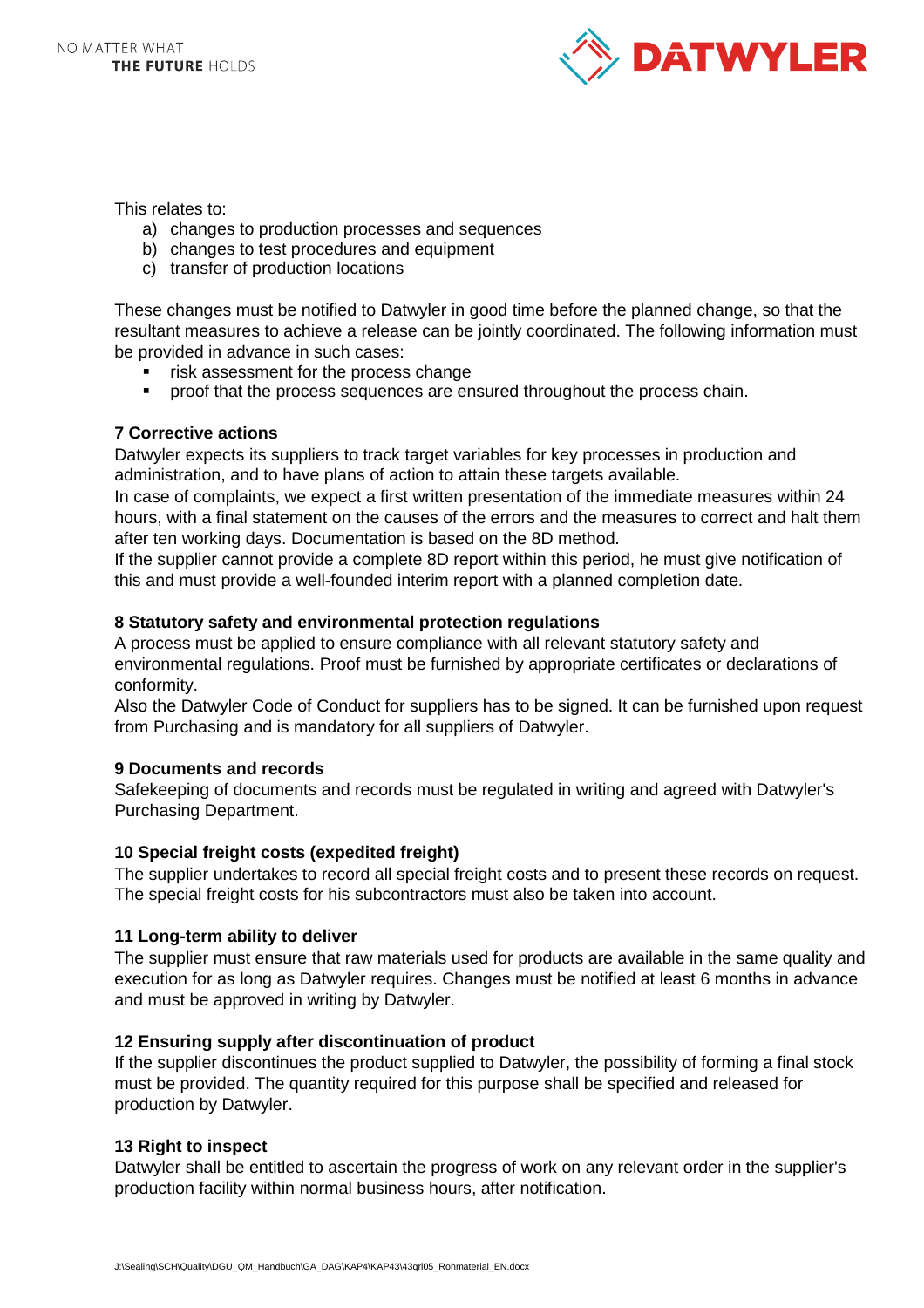This relates to:

a) changes to production processes and sequences
b) changes to test procedures and equipment
c) transfer of production locations

These changes must be notified to Datwyler in good time before the planned change, so that the resultant measures to achieve a release can be jointly coordinated. The following information must be provided in advance in such cases:

- risk assessment for the process change
- proof that the process sequences are ensured throughout the process chain.

**7 Corrective actions**

Datwyler expects its suppliers to track target variables for key processes in production and administration, and to have plans of action to attain these targets available.
In case of complaints, we expect a first written presentation of the immediate measures within 24 hours, with a final statement on the causes of the errors and the measures to correct and halt them after ten working days. Documentation is based on the 8D method.
If the supplier cannot provide a complete 8D report within this period, he must give notification of this and must provide a well-founded interim report with a planned completion date.

**8 Statutory safety and environmental protection regulations**

A process must be applied to ensure compliance with all relevant statutory safety and environmental regulations. Proof must be furnished by appropriate certificates or declarations of conformity.
Also the Datwyler Code of Conduct for suppliers has to be signed. It can be furnished upon request from Purchasing and is mandatory for all suppliers of Datwyler.

**9 Documents and records**

Safekeeping of documents and records must be regulated in writing and agreed with Datwyler's Purchasing Department.

**10 Special freight costs (expedited freight)**

The supplier undertakes to record all special freight costs and to present these records on request. The special freight costs for his subcontractors must also be taken into account.

**11 Long-term ability to deliver**

The supplier must ensure that raw materials used for products are available in the same quality and execution for as long as Datwyler requires. Changes must be notified at least 6 months in advance and must be approved in writing by Datwyler.

**12 Ensuring supply after discontinuation of product**

If the supplier discontinues the product supplied to Datwyler, the possibility of forming a final stock must be provided. The quantity required for this purpose shall be specified and released for production by Datwyler.

**13 Right to inspect**

Datwyler shall be entitled to ascertain the progress of work on any relevant order in the supplier's production facility within normal business hours, after notification.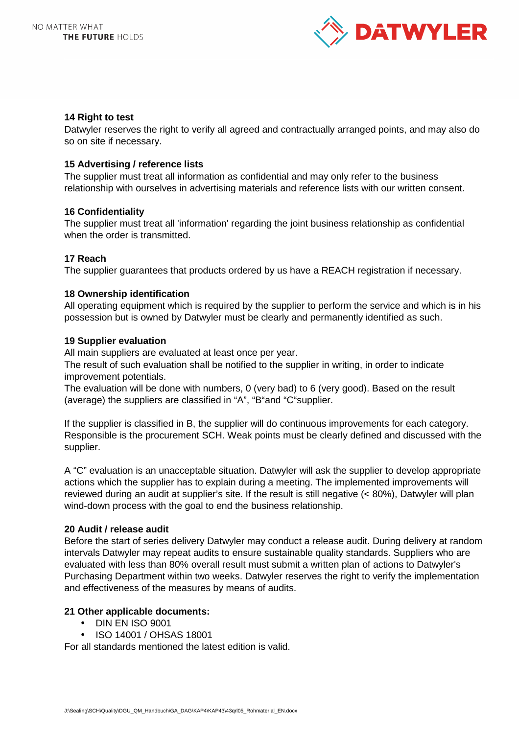**14 Right to test**
Datwyler reserves the right to verify all agreed and contractually arranged points, and may also do so on site if necessary.

**15 Advertising / reference lists**
The supplier must treat all information as confidential and may only refer to the business relationship with ourselves in advertising materials and reference lists with our written consent.

**16 Confidentiality**
The supplier must treat all 'information' regarding the joint business relationship as confidential when the order is transmitted.

**17 Reach**
The supplier guarantees that products ordered by us have a REACH registration if necessary.

**18 Ownership identification**
All operating equipment which is required by the supplier to perform the service and which is in his possession but is owned by Datwyler must be clearly and permanently identified as such.

**19 Supplier evaluation**
All main suppliers are evaluated at least once per year.
The result of such evaluation shall be notified to the supplier in writing, in order to indicate improvement potentials.
The evaluation will be done with numbers, 0 (very bad) to 6 (very good). Based on the result (average) the suppliers are classified in "A", "B"and "C"supplier.

If the supplier is classified in B, the supplier will do continuous improvements for each category. Responsible is the procurement SCH. Weak points must be clearly defined and discussed with the supplier.

A "C" evaluation is an unacceptable situation. Datwyler will ask the supplier to develop appropriate actions which the supplier has to explain during a meeting. The implemented improvements will reviewed during an audit at supplier's site. If the result is still negative (< 80%), Datwyler will plan wind-down process with the goal to end the business relationship.

**20 Audit / release audit**
Before the start of series delivery Datwyler may conduct a release audit. During delivery at random intervals Datwyler may repeat audits to ensure sustainable quality standards. Suppliers who are evaluated with less than 80% overall result must submit a written plan of actions to Datwyler's Purchasing Department within two weeks. Datwyler reserves the right to verify the implementation and effectiveness of the measures by means of audits.

**21 Other applicable documents:**

- DIN EN ISO 9001
- ISO 14001 / OHSAS 18001

For all standards mentioned the latest edition is valid.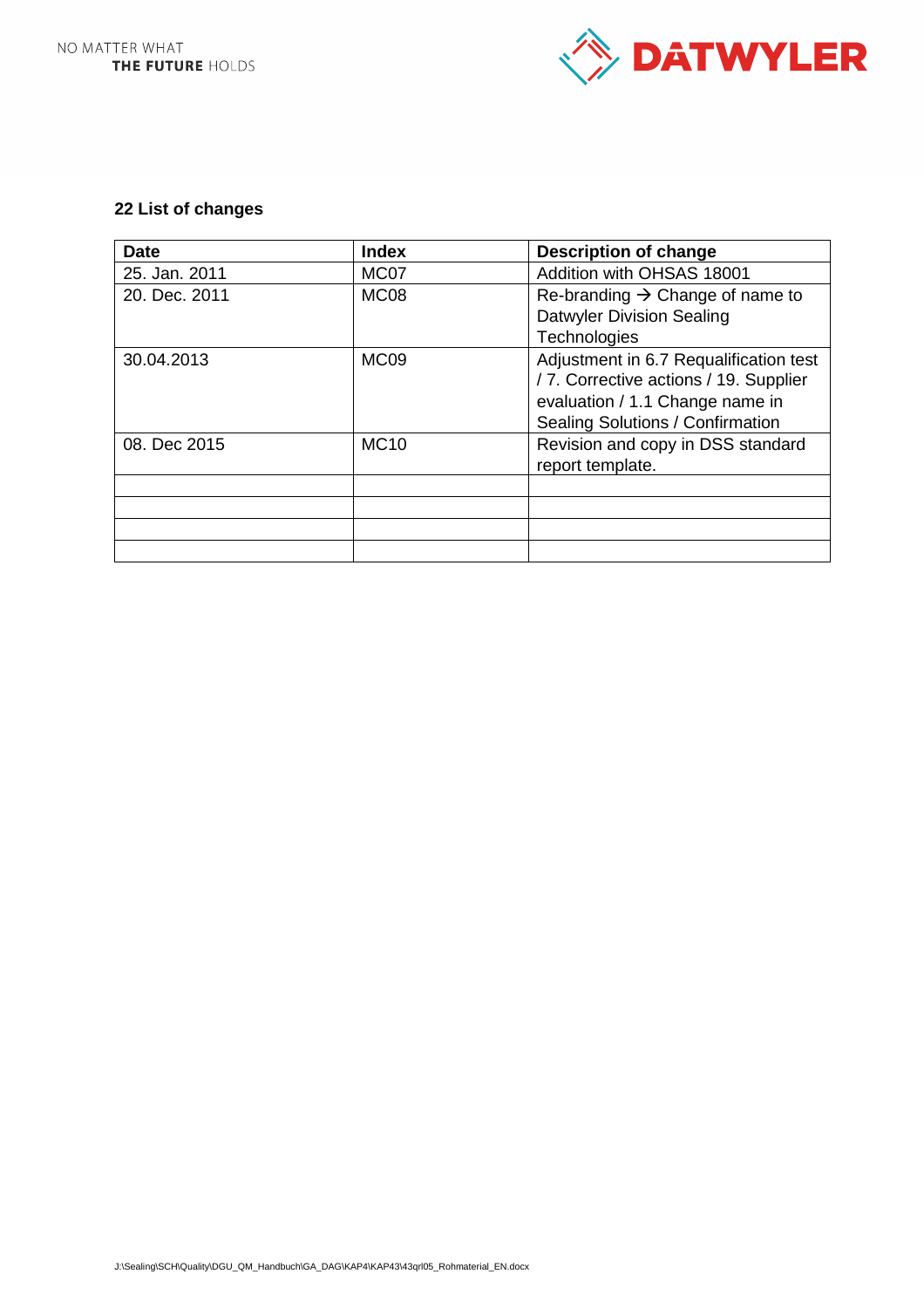## 22 List of changes

| Date | Index | Description of change |
|---|---|---|
| 25. Jan. 2011 | MC07 | Addition with OHSAS 18001 |
| 20. Dec. 2011 | MC08 | Re-branding → Change of name to Datwyler Division Sealing Technologies |
| 30.04.2013 | MC09 | Adjustment in 6.7 Requalification test / 7. Corrective actions / 19. Supplier evaluation / 1.1 Change name in Sealing Solutions / Confirmation |
| 08. Dec 2015 | MC10 | Revision and copy in DSS standard report template. |
| | | |
| | | |
| | | |
| | | |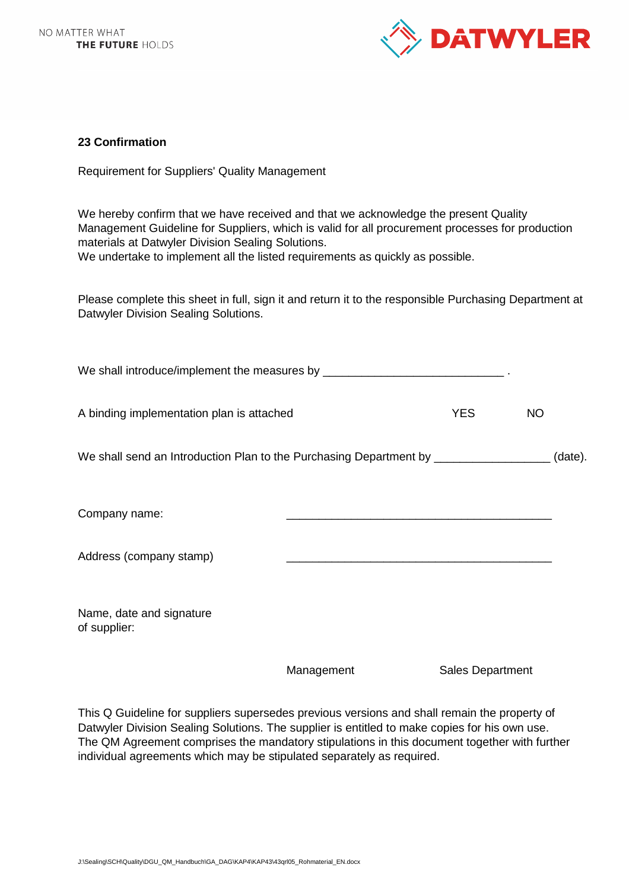## 23 Confirmation

Requirement for Suppliers' Quality Management

We hereby confirm that we have received and that we acknowledge the present Quality Management Guideline for Suppliers, which is valid for all procurement processes for production materials at Datwyler Division Sealing Solutions.
We undertake to implement all the listed requirements as quickly as possible.

Please complete this sheet in full, sign it and return it to the responsible Purchasing Department at Datwyler Division Sealing Solutions.

We shall introduce/implement the measures by ____________________________ .

A binding implementation plan is attached YES NO

We shall send an Introduction Plan to the Purchasing Department by __________________ (date).

Company name: __________________________________________

Address (company stamp) __________________________________________

Name, date and signature of supplier:

Management Sales Department

This Q Guideline for suppliers supersedes previous versions and shall remain the property of Datwyler Division Sealing Solutions. The supplier is entitled to make copies for his own use. The QM Agreement comprises the mandatory stipulations in this document together with further individual agreements which may be stipulated separately as required.